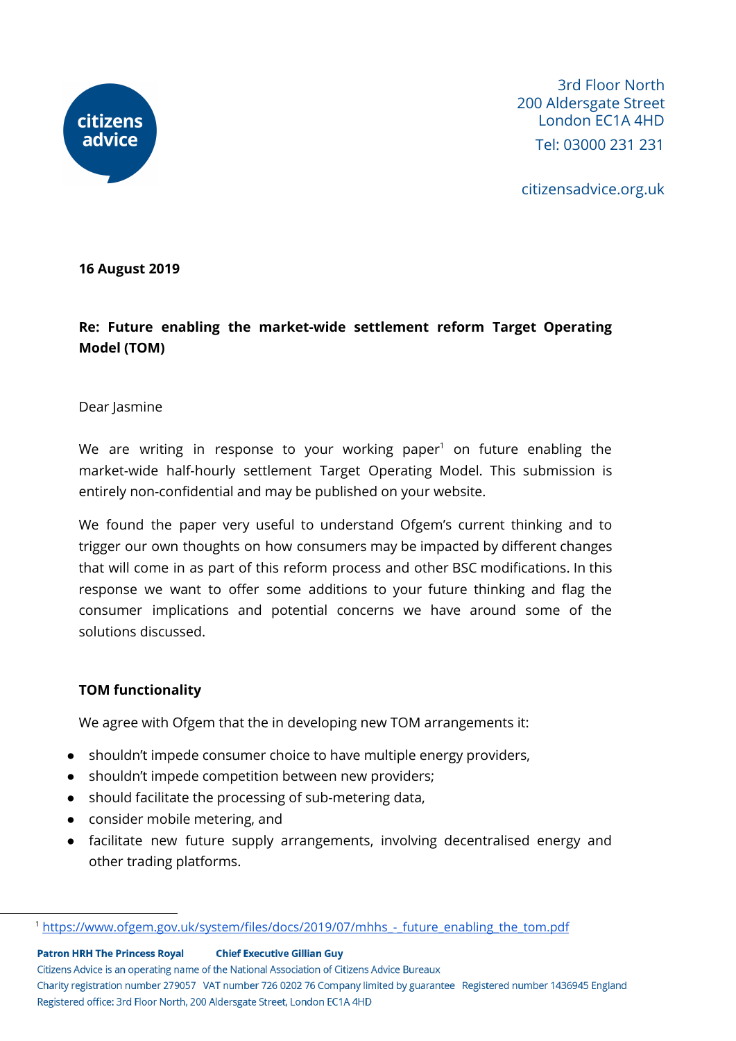citizens advice

3rd Floor North
200 Aldersgate Street
London EC1A 4HD
Tel: 03000 231 231

citizensadvice.org.uk

**16 August 2019**

**Re: Future enabling the market-wide settlement reform Target Operating Model (TOM)**

Dear Jasmine

We are writing in response to your working paper[1] on future enabling the market-wide half-hourly settlement Target Operating Model. This submission is entirely non-confidential and may be published on your website.

We found the paper very useful to understand Ofgem's current thinking and to trigger our own thoughts on how consumers may be impacted by different changes that will come in as part of this reform process and other BSC modifications. In this response we want to offer some additions to your future thinking and flag the consumer implications and potential concerns we have around some of the solutions discussed.

**TOM functionality**

We agree with Ofgem that the in developing new TOM arrangements it:

- shouldn't impede consumer choice to have multiple energy providers,
- shouldn't impede competition between new providers;
- should facilitate the processing of sub-metering data,
- consider mobile metering, and
- facilitate new future supply arrangements, involving decentralised energy and other trading platforms.

[1] https://www.ofgem.gov.uk/system/files/docs/2019/07/mhhs_-_future_enabling_the_tom.pdf

**Patron HRH The Princess Royal** **Chief Executive Gillian Guy**
Citizens Advice is an operating name of the National Association of Citizens Advice Bureaux
Charity registration number 279057 VAT number 726 0202 76 Company limited by guarantee Registered number 1436945 England
Registered office: 3rd Floor North, 200 Aldersgate Street, London EC1A 4HD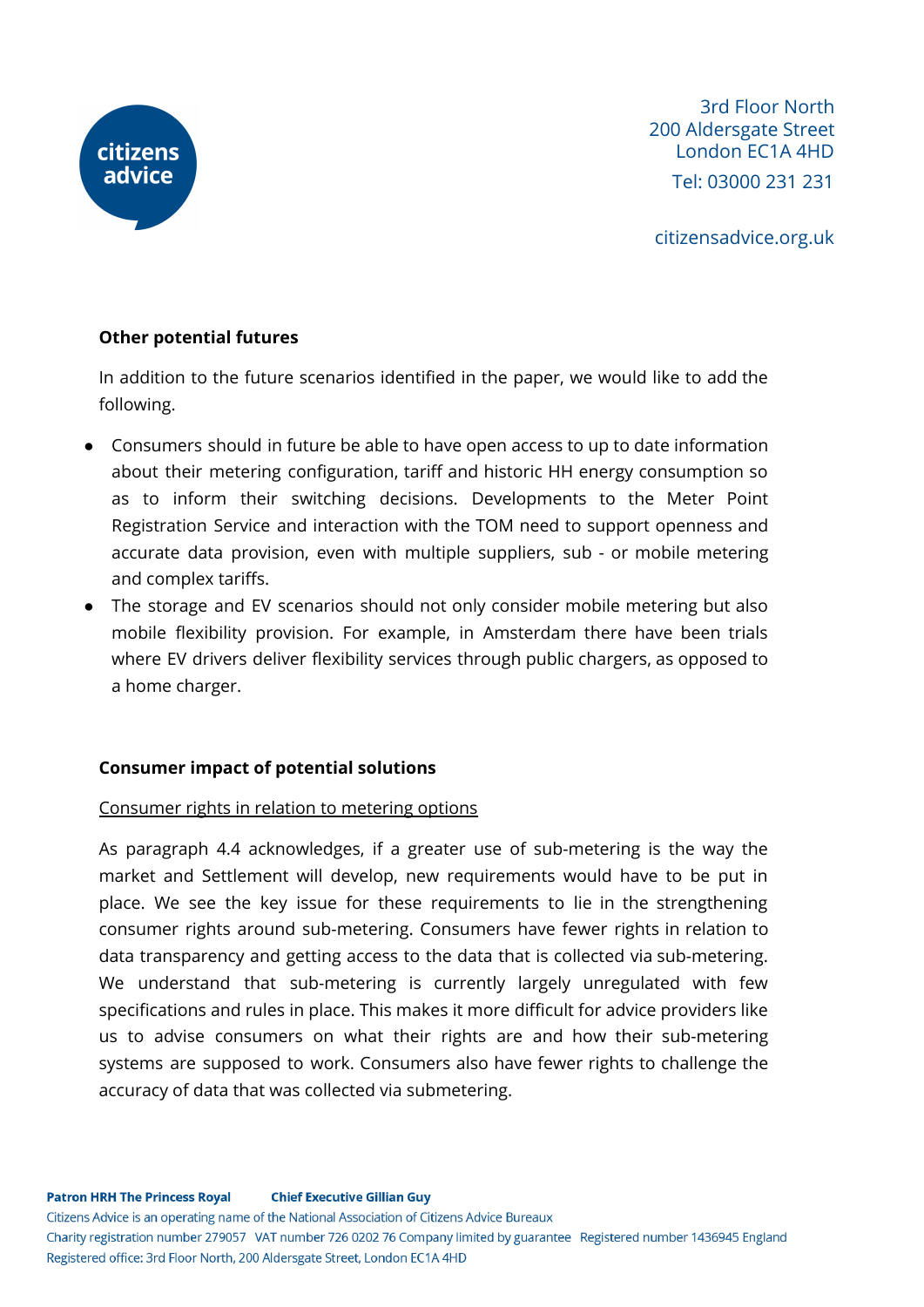**Other potential futures**

In addition to the future scenarios identified in the paper, we would like to add the following.

- Consumers should in future be able to have open access to up to date information about their metering configuration, tariff and historic HH energy consumption so as to inform their switching decisions. Developments to the Meter Point Registration Service and interaction with the TOM need to support openness and accurate data provision, even with multiple suppliers, sub - or mobile metering and complex tariffs.
- The storage and EV scenarios should not only consider mobile metering but also mobile flexibility provision. For example, in Amsterdam there have been trials where EV drivers deliver flexibility services through public chargers, as opposed to a home charger.

**Consumer impact of potential solutions**

Consumer rights in relation to metering options

As paragraph 4.4 acknowledges, if a greater use of sub-metering is the way the market and Settlement will develop, new requirements would have to be put in place. We see the key issue for these requirements to lie in the strengthening consumer rights around sub-metering. Consumers have fewer rights in relation to data transparency and getting access to the data that is collected via sub-metering. We understand that sub-metering is currently largely unregulated with few specifications and rules in place. This makes it more difficult for advice providers like us to advise consumers on what their rights are and how their sub-metering systems are supposed to work. Consumers also have fewer rights to challenge the accuracy of data that was collected via submetering.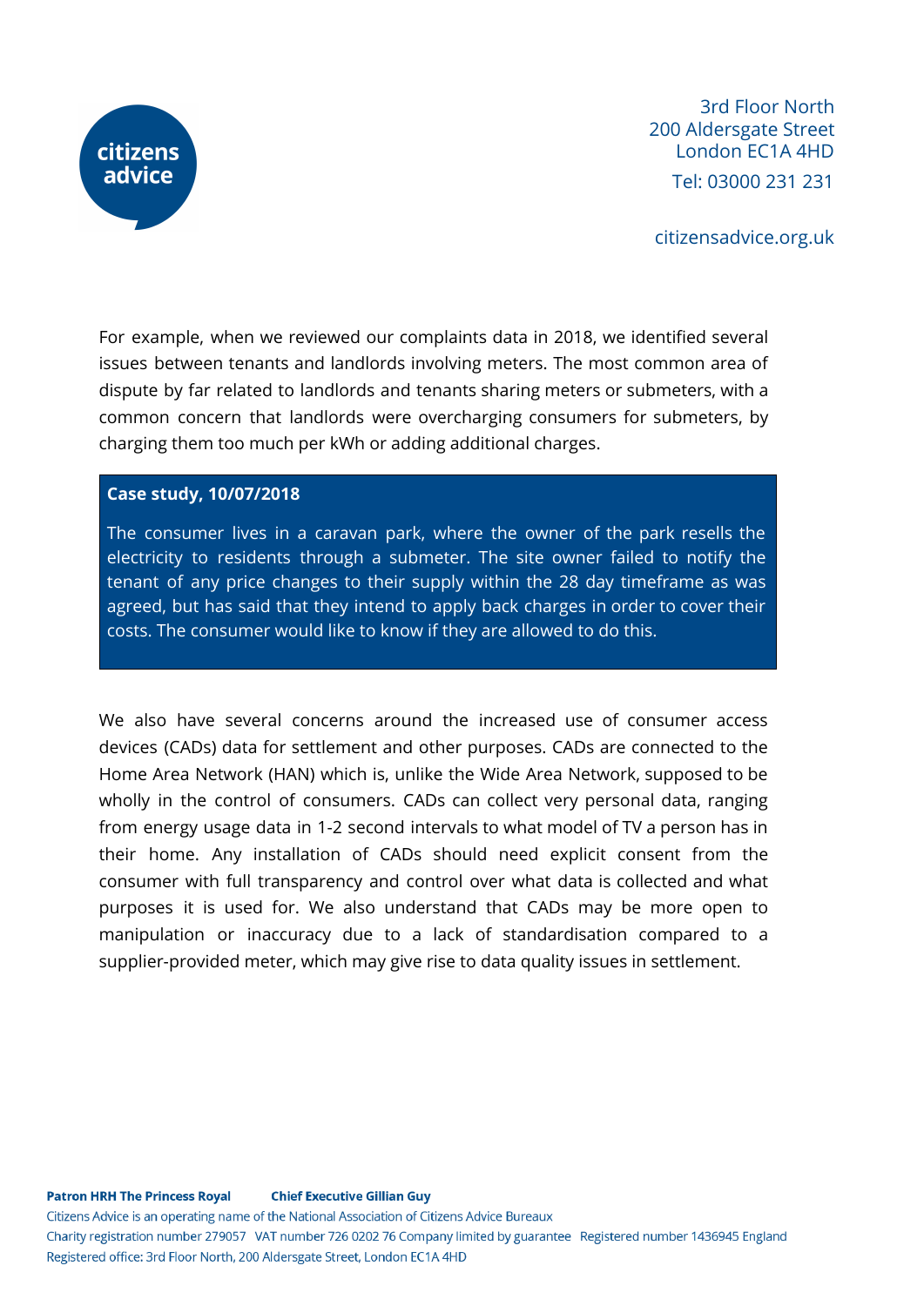For example, when we reviewed our complaints data in 2018, we identified several issues between tenants and landlords involving meters. The most common area of dispute by far related to landlords and tenants sharing meters or submeters, with a common concern that landlords were overcharging consumers for submeters, by charging them too much per kWh or adding additional charges.

> **Case study, 10/07/2018**
>
> The consumer lives in a caravan park, where the owner of the park resells the electricity to residents through a submeter. The site owner failed to notify the tenant of any price changes to their supply within the 28 day timeframe as was agreed, but has said that they intend to apply back charges in order to cover their costs. The consumer would like to know if they are allowed to do this.

We also have several concerns around the increased use of consumer access devices (CADs) data for settlement and other purposes. CADs are connected to the Home Area Network (HAN) which is, unlike the Wide Area Network, supposed to be wholly in the control of consumers. CADs can collect very personal data, ranging from energy usage data in 1-2 second intervals to what model of TV a person has in their home. Any installation of CADs should need explicit consent from the consumer with full transparency and control over what data is collected and what purposes it is used for. We also understand that CADs may be more open to manipulation or inaccuracy due to a lack of standardisation compared to a supplier-provided meter, which may give rise to data quality issues in settlement.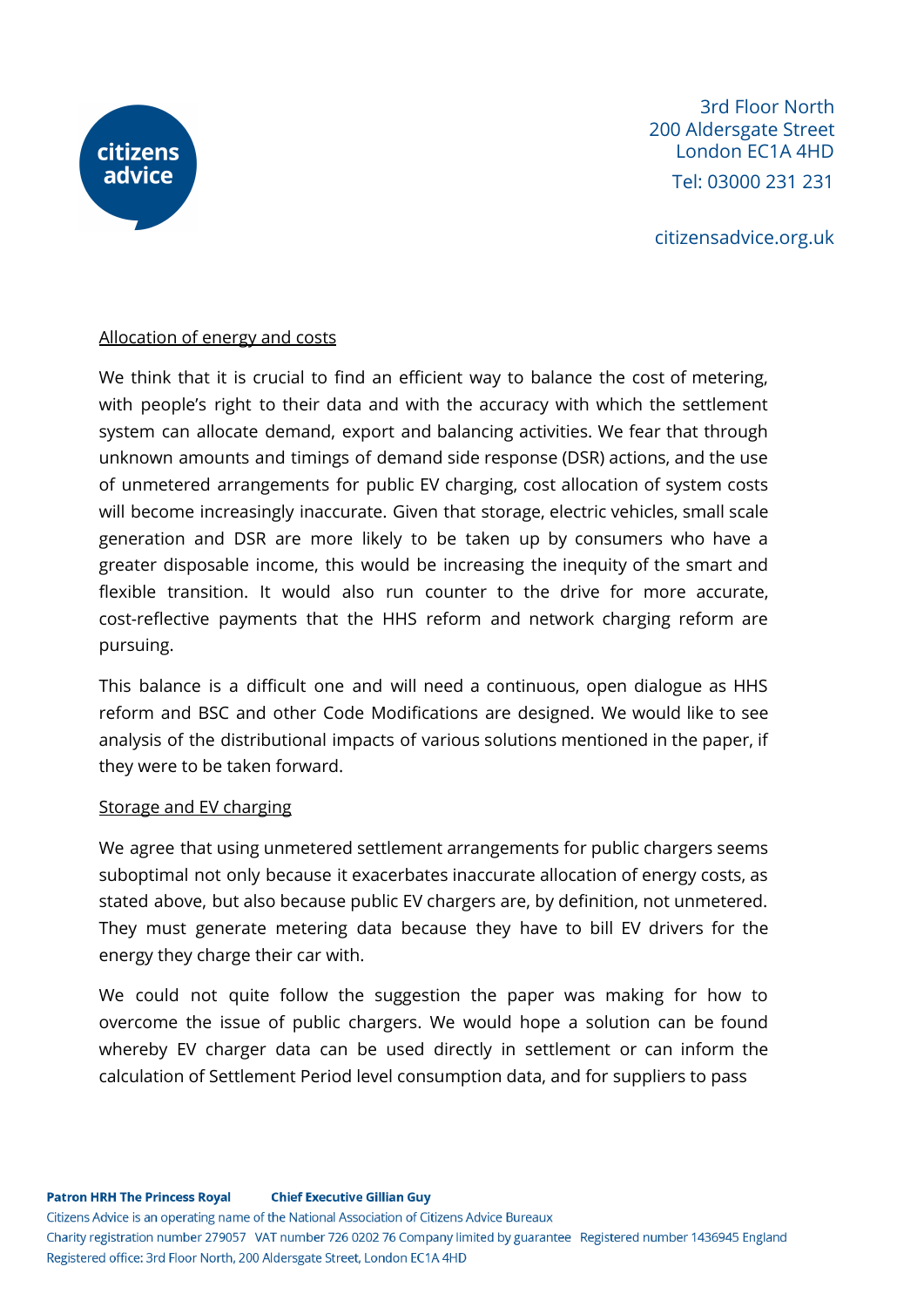Allocation of energy and costs

We think that it is crucial to find an efficient way to balance the cost of metering, with people's right to their data and with the accuracy with which the settlement system can allocate demand, export and balancing activities. We fear that through unknown amounts and timings of demand side response (DSR) actions, and the use of unmetered arrangements for public EV charging, cost allocation of system costs will become increasingly inaccurate. Given that storage, electric vehicles, small scale generation and DSR are more likely to be taken up by consumers who have a greater disposable income, this would be increasing the inequity of the smart and flexible transition. It would also run counter to the drive for more accurate, cost-reflective payments that the HHS reform and network charging reform are pursuing.

This balance is a difficult one and will need a continuous, open dialogue as HHS reform and BSC and other Code Modifications are designed. We would like to see analysis of the distributional impacts of various solutions mentioned in the paper, if they were to be taken forward.

Storage and EV charging

We agree that using unmetered settlement arrangements for public chargers seems suboptimal not only because it exacerbates inaccurate allocation of energy costs, as stated above, but also because public EV chargers are, by definition, not unmetered. They must generate metering data because they have to bill EV drivers for the energy they charge their car with.

We could not quite follow the suggestion the paper was making for how to overcome the issue of public chargers. We would hope a solution can be found whereby EV charger data can be used directly in settlement or can inform the calculation of Settlement Period level consumption data, and for suppliers to pass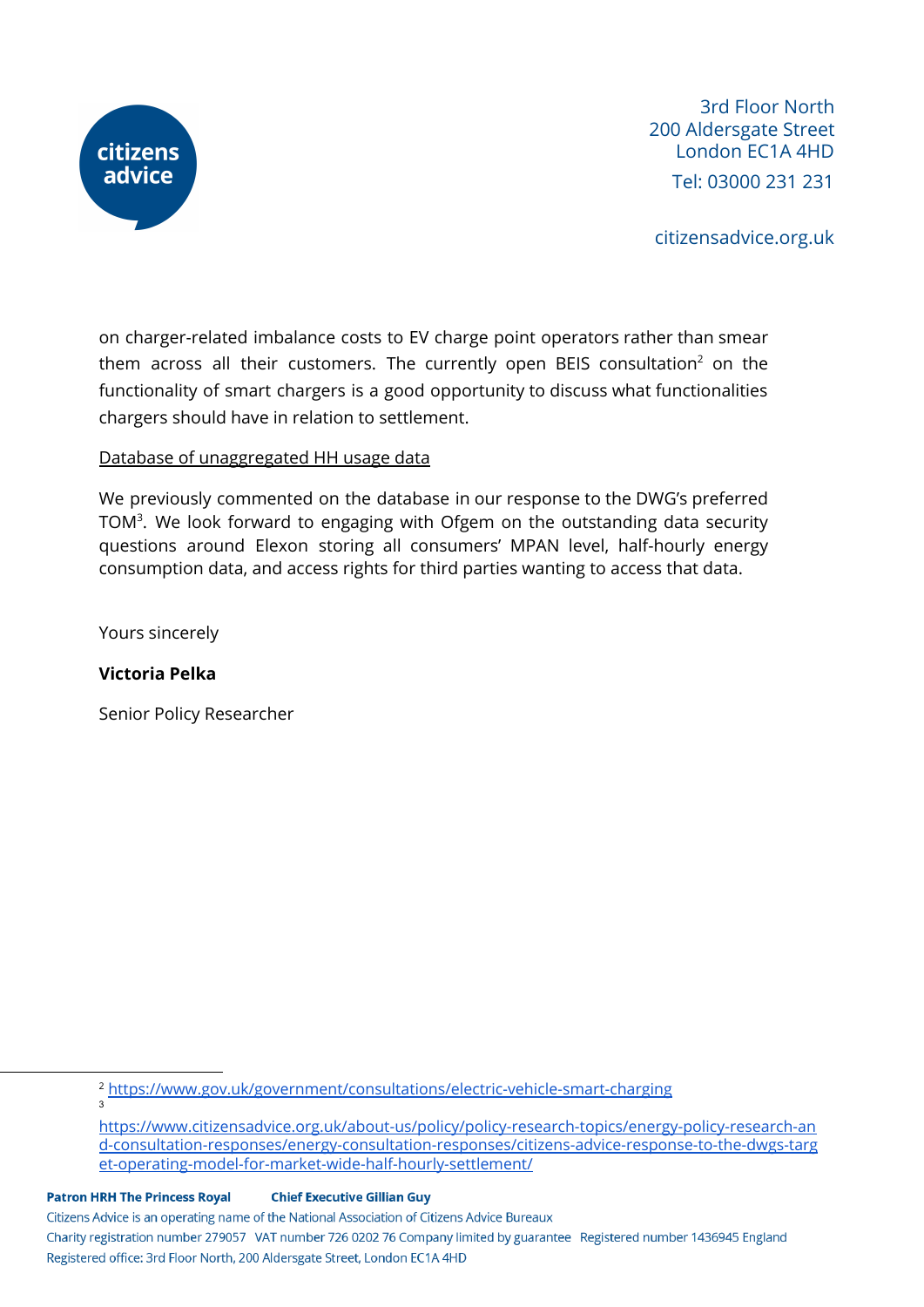on charger-related imbalance costs to EV charge point operators rather than smear them across all their customers. The currently open BEIS consultation[2] on the functionality of smart chargers is a good opportunity to discuss what functionalities chargers should have in relation to settlement.

Database of unaggregated HH usage data

We previously commented on the database in our response to the DWG's preferred TOM[3]. We look forward to engaging with Ofgem on the outstanding data security questions around Elexon storing all consumers' MPAN level, half-hourly energy consumption data, and access rights for third parties wanting to access that data.

Yours sincerely

**Victoria Pelka**

Senior Policy Researcher

---

[2] https://www.gov.uk/government/consultations/electric-vehicle-smart-charging

[3] https://www.citizensadvice.org.uk/about-us/policy/policy-research-topics/energy-policy-research-and-consultation-responses/energy-consultation-responses/citizens-advice-response-to-the-dwgs-target-operating-model-for-market-wide-half-hourly-settlement/